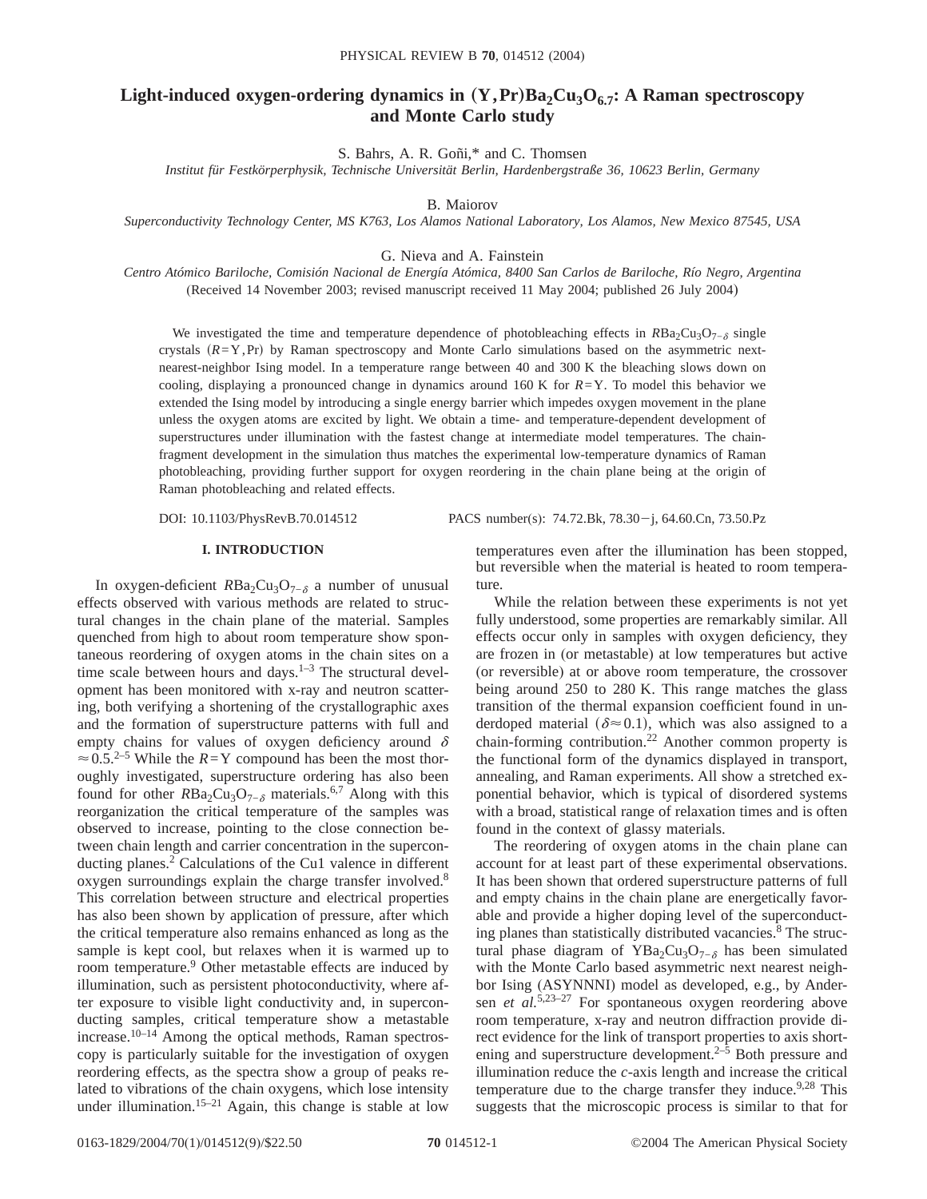# Light-induced oxygen-ordering dynamics in $(Y,Pr)Ba_2Cu_3O_{6.7}$: A Raman spectroscopy and Monte Carlo study

S. Bahrs, A. R. Goñi,* and C. Thomsen

*Institut für Festkörperphysik, Technische Universität Berlin, Hardenbergstraße 36, 10623 Berlin, Germany*

B. Maiorov

*Superconductivity Technology Center, MS K763, Los Alamos National Laboratory, Los Alamos, New Mexico 87545, USA*

G. Nieva and A. Fainstein

*Centro Atómico Bariloche, Comisión Nacional de Energía Atómica, 8400 San Carlos de Bariloche, Río Negro, Argentina*

(Received 14 November 2003; revised manuscript received 11 May 2004; published 26 July 2004)

We investigated the time and temperature dependence of photobleaching effects in $RBa_2Cu_3O_{7-\delta}$ single crystals $(R=Y,Pr)$ by Raman spectroscopy and Monte Carlo simulations based on the asymmetric next-nearest-neighbor Ising model. In a temperature range between 40 and 300 K the bleaching slows down on cooling, displaying a pronounced change in dynamics around 160 K for $R=Y$. To model this behavior we extended the Ising model by introducing a single energy barrier which impedes oxygen movement in the plane unless the oxygen atoms are excited by light. We obtain a time- and temperature-dependent development of superstructures under illumination with the fastest change at intermediate model temperatures. The chain-fragment development in the simulation thus matches the experimental low-temperature dynamics of Raman photobleaching, providing further support for oxygen reordering in the chain plane being at the origin of Raman photobleaching and related effects.

DOI: 10.1103/PhysRevB.70.014512 PACS number(s): 74.72.Bk, 78.30−j, 64.60.Cn, 73.50.Pz

## I. INTRODUCTION

In oxygen-deficient $RBa_2Cu_3O_{7-\delta}$ a number of unusual effects observed with various methods are related to structural changes in the chain plane of the material. Samples quenched from high to about room temperature show spontaneous reordering of oxygen atoms in the chain sites on a time scale between hours and days.[1–3] The structural development has been monitored with x-ray and neutron scattering, both verifying a shortening of the crystallographic axes and the formation of superstructure patterns with full and empty chains for values of oxygen deficiency around $\delta \approx 0.5$.[2–5] While the $R=Y$ compound has been the most thoroughly investigated, superstructure ordering has also been found for other $RBa_2Cu_3O_{7-\delta}$ materials.[6,7] Along with this reorganization the critical temperature of the samples was observed to increase, pointing to the close connection between chain length and carrier concentration in the superconducting planes.[2] Calculations of the Cu1 valence in different oxygen surroundings explain the charge transfer involved.[8] This correlation between structure and electrical properties has also been shown by application of pressure, after which the critical temperature also remains enhanced as long as the sample is kept cool, but relaxes when it is warmed up to room temperature.[9] Other metastable effects are induced by illumination, such as persistent photoconductivity, where after exposure to visible light conductivity and, in superconducting samples, critical temperature show a metastable increase.[10–14] Among the optical methods, Raman spectroscopy is particularly suitable for the investigation of oxygen reordering effects, as the spectra show a group of peaks related to vibrations of the chain oxygens, which lose intensity under illumination.[15–21] Again, this change is stable at low temperatures even after the illumination has been stopped, but reversible when the material is heated to room temperature.

While the relation between these experiments is not yet fully understood, some properties are remarkably similar. All effects occur only in samples with oxygen deficiency, they are frozen in (or metastable) at low temperatures but active (or reversible) at or above room temperature, the crossover being around 250 to 280 K. This range matches the glass transition of the thermal expansion coefficient found in underdoped material $(\delta \approx 0.1)$, which was also assigned to a chain-forming contribution.[22] Another common property is the functional form of the dynamics displayed in transport, annealing, and Raman experiments. All show a stretched exponential behavior, which is typical of disordered systems with a broad, statistical range of relaxation times and is often found in the context of glassy materials.

The reordering of oxygen atoms in the chain plane can account for at least part of these experimental observations. It has been shown that ordered superstructure patterns of full and empty chains in the chain plane are energetically favorable and provide a higher doping level of the superconducting planes than statistically distributed vacancies.[8] The structural phase diagram of $YBa_2Cu_3O_{7-\delta}$ has been simulated with the Monte Carlo based asymmetric next nearest neighbor Ising (ASYNNNI) model as developed, e.g., by Andersen *et al.*[5,23–27] For spontaneous oxygen reordering above room temperature, x-ray and neutron diffraction provide direct evidence for the link of transport properties to axis shortening and superstructure development.[2–5] Both pressure and illumination reduce the *c*-axis length and increase the critical temperature due to the charge transfer they induce.[9,28] This suggests that the microscopic process is similar to that for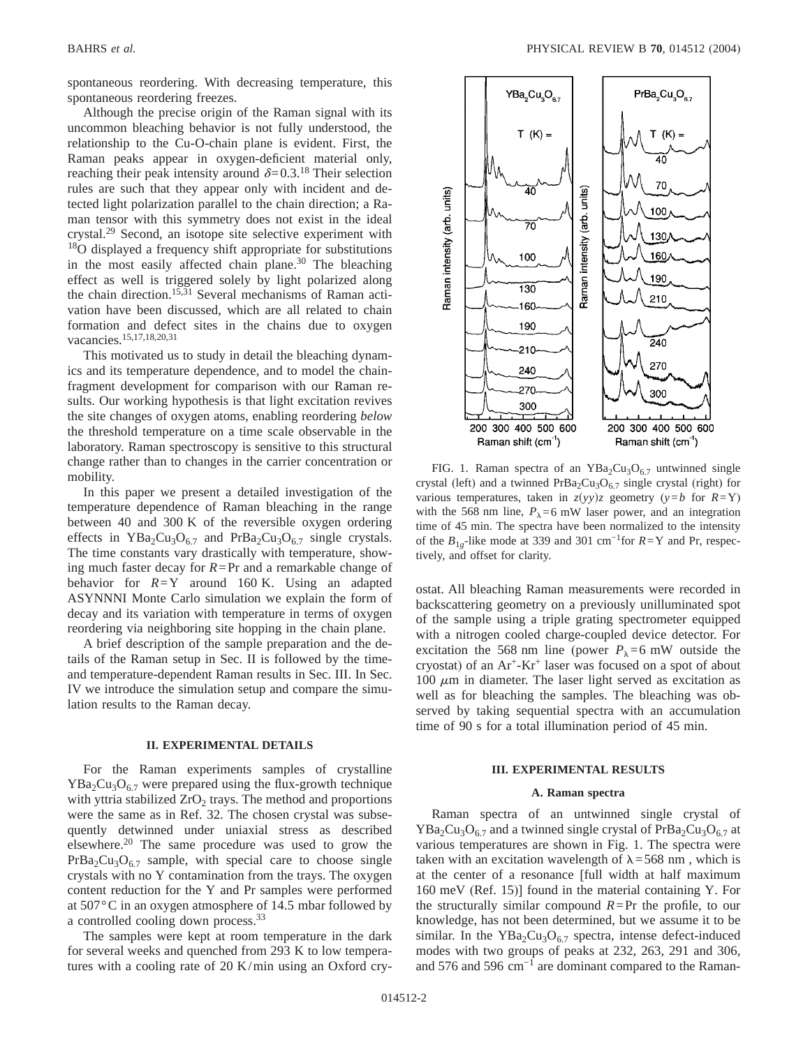spontaneous reordering. With decreasing temperature, this spontaneous reordering freezes.

Although the precise origin of the Raman signal with its uncommon bleaching behavior is not fully understood, the relationship to the Cu-O-chain plane is evident. First, the Raman peaks appear in oxygen-deficient material only, reaching their peak intensity around $\delta = 0.3$.[18] Their selection rules are such that they appear only with incident and detected light polarization parallel to the chain direction; a Raman tensor with this symmetry does not exist in the ideal crystal.[29] Second, an isotope site selective experiment with $^{18}$O displayed a frequency shift appropriate for substitutions in the most easily affected chain plane.[30] The bleaching effect as well is triggered solely by light polarized along the chain direction.[15,31] Several mechanisms of Raman activation have been discussed, which are all related to chain formation and defect sites in the chains due to oxygen vacancies.[15,17,18,20,31]

This motivated us to study in detail the bleaching dynamics and its temperature dependence, and to model the chain-fragment development for comparison with our Raman results. Our working hypothesis is that light excitation revives the site changes of oxygen atoms, enabling reordering *below* the threshold temperature on a time scale observable in the laboratory. Raman spectroscopy is sensitive to this structural change rather than to changes in the carrier concentration or mobility.

In this paper we present a detailed investigation of the temperature dependence of Raman bleaching in the range between 40 and 300 K of the reversible oxygen ordering effects in $YBa_2Cu_3O_{6.7}$ and $PrBa_2Cu_3O_{6.7}$ single crystals. The time constants vary drastically with temperature, showing much faster decay for $R$=Pr and a remarkable change of behavior for $R$=Y around 160 K. Using an adapted ASYNNNI Monte Carlo simulation we explain the form of decay and its variation with temperature in terms of oxygen reordering via neighboring site hopping in the chain plane.

A brief description of the sample preparation and the details of the Raman setup in Sec. II is followed by the time- and temperature-dependent Raman results in Sec. III. In Sec. IV we introduce the simulation setup and compare the simulation results to the Raman decay.

## II. EXPERIMENTAL DETAILS

For the Raman experiments samples of crystalline $YBa_2Cu_3O_{6.7}$ were prepared using the flux-growth technique with yttria stabilized $ZrO_2$ trays. The method and proportions were the same as in Ref. 32. The chosen crystal was subsequently detwinned under uniaxial stress as described elsewhere.[20] The same procedure was used to grow the $PrBa_2Cu_3O_{6.7}$ sample, with special care to choose single crystals with no Y contamination from the trays. The oxygen content reduction for the Y and Pr samples were performed at 507 °C in an oxygen atmosphere of 14.5 mbar followed by a controlled cooling down process.[33]

The samples were kept at room temperature in the dark for several weeks and quenched from 293 K to low temperatures with a cooling rate of 20 K/min using an Oxford cryostat. All bleaching Raman measurements were recorded in backscattering geometry on a previously unilluminated spot of the sample using a triple grating spectrometer equipped with a nitrogen cooled charge-coupled device detector. For excitation the 568 nm line (power $P_\lambda = 6$ mW outside the cryostat) of an $Ar^+$-$Kr^+$ laser was focused on a spot of about 100 $\mu$m in diameter. The laser light served as excitation as well as for bleaching the samples. The bleaching was observed by taking sequential spectra with an accumulation time of 90 s for a total illumination period of 45 min.

FIG. 1. Raman spectra of an $YBa_2Cu_3O_{6.7}$ untwinned single crystal (left) and a twinned $PrBa_2Cu_3O_{6.7}$ single crystal (right) for various temperatures, taken in $z(yy)z$ geometry ($y=b$ for $R$=Y) with the 568 nm line, $P_\lambda = 6$ mW laser power, and an integration time of 45 min. The spectra have been normalized to the intensity of the $B_{1g}$-like mode at 339 and 301 cm$^{-1}$ for $R$=Y and Pr, respectively, and offset for clarity.

## III. EXPERIMENTAL RESULTS

### A. Raman spectra

Raman spectra of an untwinned single crystal of $YBa_2Cu_3O_{6.7}$ and a twinned single crystal of $PrBa_2Cu_3O_{6.7}$ at various temperatures are shown in Fig. 1. The spectra were taken with an excitation wavelength of $\lambda = 568$ nm, which is at the center of a resonance [full width at half maximum 160 meV (Ref. 15)] found in the material containing Y. For the structurally similar compound $R$=Pr the profile, to our knowledge, has not been determined, but we assume it to be similar. In the $YBa_2Cu_3O_{6.7}$ spectra, intense defect-induced modes with two groups of peaks at 232, 263, 291 and 306, and 576 and 596 cm$^{-1}$ are dominant compared to the Raman-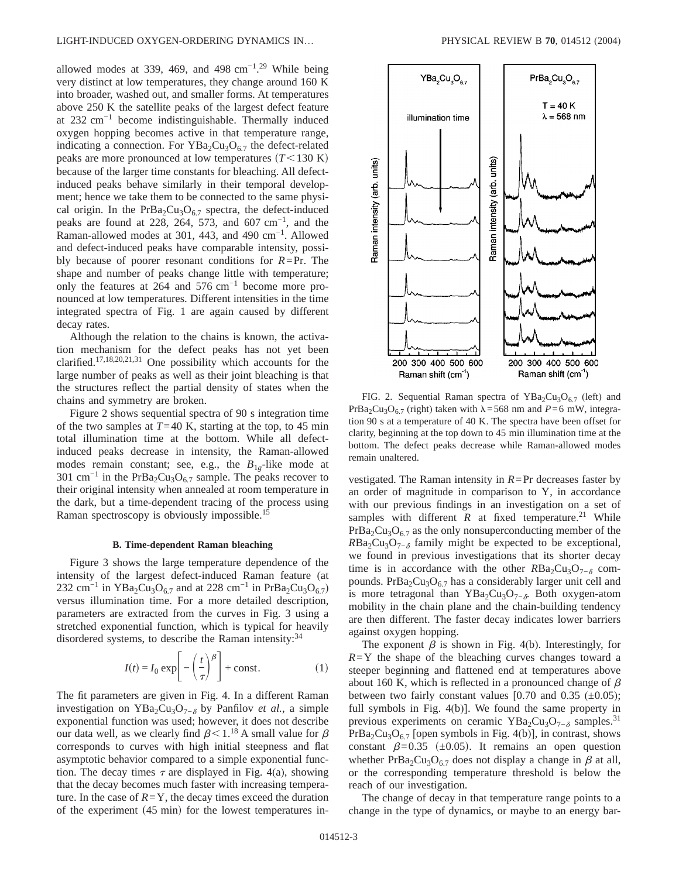allowed modes at 339, 469, and 498 $cm^{-1}$.[29] While being very distinct at low temperatures, they change around 160 K into broader, washed out, and smaller forms. At temperatures above 250 K the satellite peaks of the largest defect feature at 232 $cm^{-1}$ become indistinguishable. Thermally induced oxygen hopping becomes active in that temperature range, indicating a connection. For $YBa_2Cu_3O_{6.7}$ the defect-related peaks are more pronounced at low temperatures ($T<130$ K) because of the larger time constants for bleaching. All defect-induced peaks behave similarly in their temporal development; hence we take them to be connected to the same physical origin. In the $PrBa_2Cu_3O_{6.7}$ spectra, the defect-induced peaks are found at 228, 264, 573, and 607 $cm^{-1}$, and the Raman-allowed modes at 301, 443, and 490 $cm^{-1}$. Allowed and defect-induced peaks have comparable intensity, possibly because of poorer resonant conditions for $R$=Pr. The shape and number of peaks change little with temperature; only the features at 264 and 576 $cm^{-1}$ become more pronounced at low temperatures. Different intensities in the time integrated spectra of Fig. 1 are again caused by different decay rates.

Although the relation to the chains is known, the activation mechanism for the defect peaks has not yet been clarified.[17,18,20,21,31] One possibility which accounts for the large number of peaks as well as their joint bleaching is that the structures reflect the partial density of states when the chains and symmetry are broken.

Figure 2 shows sequential spectra of 90 s integration time of the two samples at $T$=40 K, starting at the top, to 45 min total illumination time at the bottom. While all defect-induced peaks decrease in intensity, the Raman-allowed modes remain constant; see, e.g., the $B_{1g}$-like mode at 301 $cm^{-1}$ in the $PrBa_2Cu_3O_{6.7}$ sample. The peaks recover to their original intensity when annealed at room temperature in the dark, but a time-dependent tracing of the process using Raman spectroscopy is obviously impossible.[15]

FIG. 2. Sequential Raman spectra of $YBa_2Cu_3O_{6.7}$ (left) and $PrBa_2Cu_3O_{6.7}$ (right) taken with $\lambda$=568 nm and $P$=6 mW, integration 90 s at a temperature of 40 K. The spectra have been offset for clarity, beginning at the top down to 45 min illumination time at the bottom. The defect peaks decrease while Raman-allowed modes remain unaltered.

### B. Time-dependent Raman bleaching

Figure 3 shows the large temperature dependence of the intensity of the largest defect-induced Raman feature (at 232 $cm^{-1}$ in $YBa_2Cu_3O_{6.7}$ and at 228 $cm^{-1}$ in $PrBa_2Cu_3O_{6.7}$) versus illumination time. For a more detailed description, parameters are extracted from the curves in Fig. 3 using a stretched exponential function, which is typical for heavily disordered systems, to describe the Raman intensity:[34]

$$I(t) = I_0 \exp\left[-\left(\frac{t}{\tau}\right)^{\beta}\right] + \text{const}. \tag{1}$$

The fit parameters are given in Fig. 4. In a different Raman investigation on $YBa_2Cu_3O_{7-\delta}$ by Panfilov *et al.*, a simple exponential function was used; however, it does not describe our data well, as we clearly find $\beta<1$.[18] A small value for $\beta$ corresponds to curves with high initial steepness and flat asymptotic behavior compared to a simple exponential function. The decay times $\tau$ are displayed in Fig. 4(a), showing that the decay becomes much faster with increasing temperature. In the case of $R$=Y, the decay times exceed the duration of the experiment (45 min) for the lowest temperatures investigated. The Raman intensity in $R$=Pr decreases faster by an order of magnitude in comparison to Y, in accordance with our previous findings in an investigation on a set of samples with different $R$ at fixed temperature.[21] While $PrBa_2Cu_3O_{6.7}$ as the only nonsuperconducting member of the $RBa_2Cu_3O_{7-\delta}$ family might be expected to be exceptional, we found in previous investigations that its shorter decay time is in accordance with the other $RBa_2Cu_3O_{7-\delta}$ compounds. $PrBa_2Cu_3O_{6.7}$ has a considerably larger unit cell and is more tetragonal than $YBa_2Cu_3O_{7-\delta}$. Both oxygen-atom mobility in the chain plane and the chain-building tendency are then different. The faster decay indicates lower barriers against oxygen hopping.

The exponent $\beta$ is shown in Fig. 4(b). Interestingly, for $R$=Y the shape of the bleaching curves changes toward a steeper beginning and flattened end at temperatures above about 160 K, which is reflected in a pronounced change of $\beta$ between two fairly constant values [0.70 and 0.35 ($\pm$0.05); full symbols in Fig. 4(b)]. We found the same property in previous experiments on ceramic $YBa_2Cu_3O_{7-\delta}$ samples.[31] $PrBa_2Cu_3O_{6.7}$ [open symbols in Fig. 4(b)], in contrast, shows constant $\beta$=0.35 ($\pm$0.05). It remains an open question whether $PrBa_2Cu_3O_{6.7}$ does not display a change in $\beta$ at all, or the corresponding temperature threshold is below the reach of our investigation.

The change of decay in that temperature range points to a change in the type of dynamics, or maybe to an energy bar-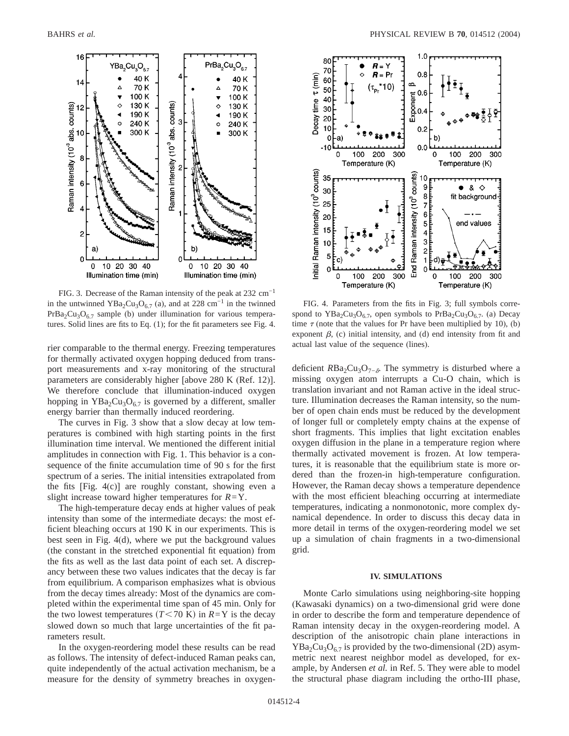FIG. 3. Decrease of the Raman intensity of the peak at 232 cm$^{-1}$ in the untwinned $YBa_2Cu_3O_{6.7}$ (a), and at 228 cm$^{-1}$ in the twinned $PrBa_2Cu_3O_{6.7}$ sample (b) under illumination for various temperatures. Solid lines are fits to Eq. (1); for the fit parameters see Fig. 4.

FIG. 4. Parameters from the fits in Fig. 3; full symbols correspond to $YBa_2Cu_3O_{6.7}$, open symbols to $PrBa_2Cu_3O_{6.7}$. (a) Decay time $\tau$ (note that the values for Pr have been multiplied by 10), (b) exponent $\beta$, (c) initial intensity, and (d) end intensity from fit and actual last value of the sequence (lines).

rier comparable to the thermal energy. Freezing temperatures for thermally activated oxygen hopping deduced from transport measurements and x-ray monitoring of the structural parameters are considerably higher [above 280 K (Ref. 12)]. We therefore conclude that illumination-induced oxygen hopping in $YBa_2Cu_3O_{6.7}$ is governed by a different, smaller energy barrier than thermally induced reordering.

The curves in Fig. 3 show that a slow decay at low temperatures is combined with high starting points in the first illumination time interval. We mentioned the different initial amplitudes in connection with Fig. 1. This behavior is a consequence of the finite accumulation time of 90 s for the first spectrum of a series. The initial intensities extrapolated from the fits [Fig. 4(c)] are roughly constant, showing even a slight increase toward higher temperatures for $R$=Y.

The high-temperature decay ends at higher values of peak intensity than some of the intermediate decays: the most efficient bleaching occurs at 190 K in our experiments. This is best seen in Fig. 4(d), where we put the background values (the constant in the stretched exponential fit equation) from the fits as well as the last data point of each set. A discrepancy between these two values indicates that the decay is far from equilibrium. A comparison emphasizes what is obvious from the decay times already: Most of the dynamics are completed within the experimental time span of 45 min. Only for the two lowest temperatures ($T<70$ K) in $R$=Y is the decay slowed down so much that large uncertainties of the fit parameters result.

In the oxygen-reordering model these results can be read as follows. The intensity of defect-induced Raman peaks can, quite independently of the actual activation mechanism, be a measure for the density of symmetry breaches in oxygen-deficient $RBa_2Cu_3O_{7-\delta}$. The symmetry is disturbed where a missing oxygen atom interrupts a Cu-O chain, which is translation invariant and not Raman active in the ideal structure. Illumination decreases the Raman intensity, so the number of open chain ends must be reduced by the development of longer full or completely empty chains at the expense of short fragments. This implies that light excitation enables oxygen diffusion in the plane in a temperature region where thermally activated movement is frozen. At low temperatures, it is reasonable that the equilibrium state is more ordered than the frozen-in high-temperature configuration. However, the Raman decay shows a temperature dependence with the most efficient bleaching occurring at intermediate temperatures, indicating a nonmonotonic, more complex dynamical dependence. In order to discuss this decay data in more detail in terms of the oxygen-reordering model we set up a simulation of chain fragments in a two-dimensional grid.

## IV. SIMULATIONS

Monte Carlo simulations using neighboring-site hopping (Kawasaki dynamics) on a two-dimensional grid were done in order to describe the form and temperature dependence of Raman intensity decay in the oxygen-reordering model. A description of the anisotropic chain plane interactions in $YBa_2Cu_3O_{6.7}$ is provided by the two-dimensional (2D) asymmetric next nearest neighbor model as developed, for example, by Andersen *et al.* in Ref. 5. They were able to model the structural phase diagram including the ortho-III phase,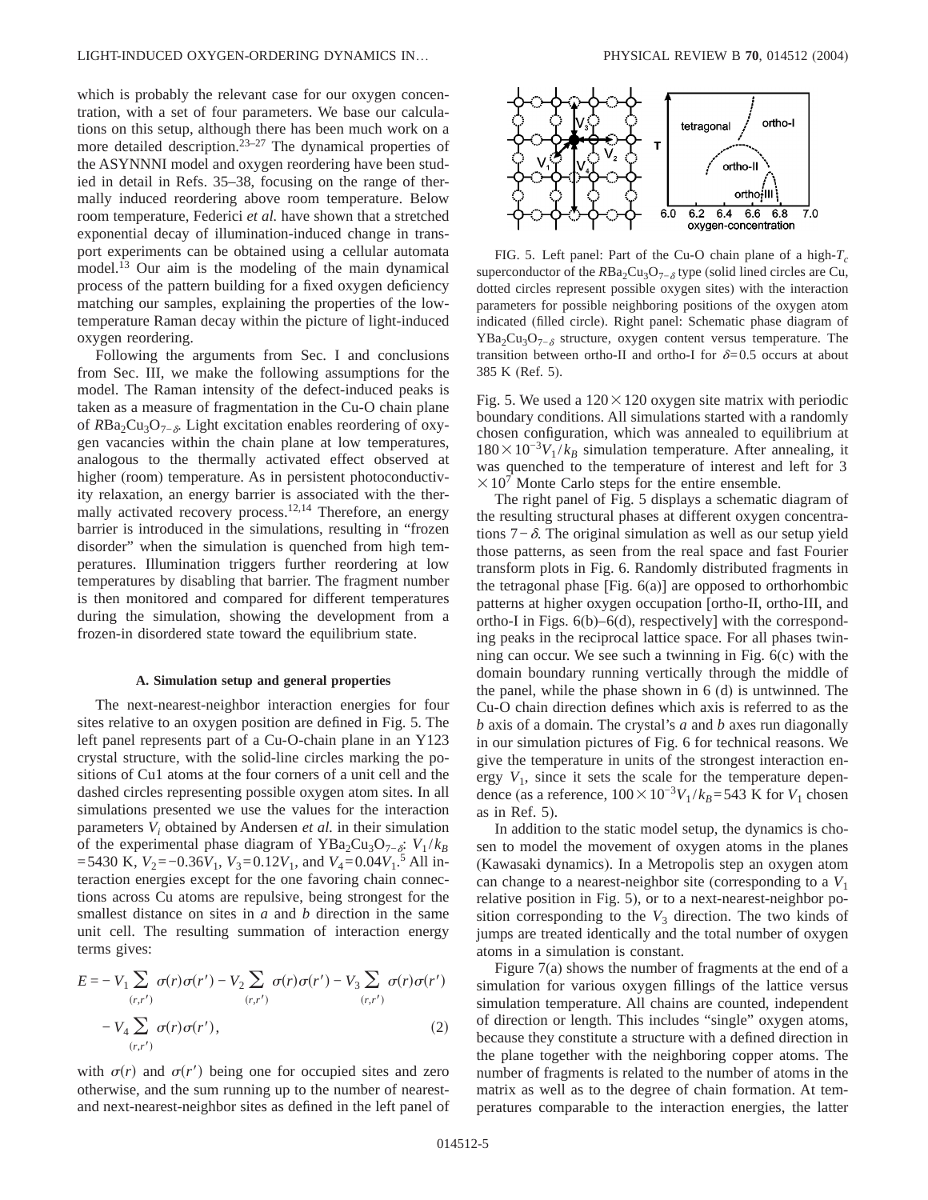which is probably the relevant case for our oxygen concentration, with a set of four parameters. We base our calculations on this setup, although there has been much work on a more detailed description.[23–27] The dynamical properties of the ASYNNNI model and oxygen reordering have been studied in detail in Refs. 35–38, focusing on the range of thermally induced reordering above room temperature. Below room temperature, Federici *et al.* have shown that a stretched exponential decay of illumination-induced change in transport experiments can be obtained using a cellular automata model.[13] Our aim is the modeling of the main dynamical process of the pattern building for a fixed oxygen deficiency matching our samples, explaining the properties of the low-temperature Raman decay within the picture of light-induced oxygen reordering.

Following the arguments from Sec. I and conclusions from Sec. III, we make the following assumptions for the model. The Raman intensity of the defect-induced peaks is taken as a measure of fragmentation in the Cu-O chain plane of $RBa_2Cu_3O_{7-\delta}$. Light excitation enables reordering of oxygen vacancies within the chain plane at low temperatures, analogous to the thermally activated effect observed at higher (room) temperature. As in persistent photoconductivity relaxation, an energy barrier is associated with the thermally activated recovery process.[12,14] Therefore, an energy barrier is introduced in the simulations, resulting in "frozen disorder" when the simulation is quenched from high temperatures. Illumination triggers further reordering at low temperatures by disabling that barrier. The fragment number is then monitored and compared for different temperatures during the simulation, showing the development from a frozen-in disordered state toward the equilibrium state.

### A. Simulation setup and general properties

The next-nearest-neighbor interaction energies for four sites relative to an oxygen position are defined in Fig. 5. The left panel represents part of a Cu-O-chain plane in an Y123 crystal structure, with the solid-line circles marking the positions of Cu1 atoms at the four corners of a unit cell and the dashed circles representing possible oxygen atom sites. In all simulations presented we use the values for the interaction parameters $V_i$ obtained by Andersen *et al.* in their simulation of the experimental phase diagram of $YBa_2Cu_3O_{7-\delta}$: $V_1/k_B = 5430$ K, $V_2 = -0.36V_1$, $V_3 = 0.12V_1$, and $V_4 = 0.04V_1$.[5] All interaction energies except for the one favoring chain connections across Cu atoms are repulsive, being strongest for the smallest distance on sites in *a* and *b* direction in the same unit cell. The resulting summation of interaction energy terms gives:

$$E = -V_1 \sum_{(r,r')} \sigma(r)\sigma(r') - V_2 \sum_{(r,r')} \sigma(r)\sigma(r') - V_3 \sum_{(r,r')} \sigma(r)\sigma(r') - V_4 \sum_{(r,r')} \sigma(r)\sigma(r'), \quad (2)$$

with $\sigma(r)$ and $\sigma(r')$ being one for occupied sites and zero otherwise, and the sum running up to the number of nearest- and next-nearest-neighbor sites as defined in the left panel of Fig. 5. We used a $120 \times 120$ oxygen site matrix with periodic boundary conditions. All simulations started with a randomly chosen configuration, which was annealed to equilibrium at $180 \times 10^{-3} V_1/k_B$ simulation temperature. After annealing, it was quenched to the temperature of interest and left for $3 \times 10^7$ Monte Carlo steps for the entire ensemble.

FIG. 5. Left panel: Part of the Cu-O chain plane of a high-$T_c$ superconductor of the $RBa_2Cu_3O_{7-\delta}$ type (solid lined circles are Cu, dotted circles represent possible oxygen sites) with the interaction parameters for possible neighboring positions of the oxygen atom indicated (filled circle). Right panel: Schematic phase diagram of $YBa_2Cu_3O_{7-\delta}$ structure, oxygen content versus temperature. The transition between ortho-II and ortho-I for $\delta = 0.5$ occurs at about 385 K (Ref. 5).

The right panel of Fig. 5 displays a schematic diagram of the resulting structural phases at different oxygen concentrations $7-\delta$. The original simulation as well as our setup yield those patterns, as seen from the real space and fast Fourier transform plots in Fig. 6. Randomly distributed fragments in the tetragonal phase [Fig. 6(a)] are opposed to orthorhombic patterns at higher oxygen occupation [ortho-II, ortho-III, and ortho-I in Figs. 6(b)–6(d), respectively] with the corresponding peaks in the reciprocal lattice space. For all phases twinning can occur. We see such a twinning in Fig. 6(c) with the domain boundary running vertically through the middle of the panel, while the phase shown in 6 (d) is untwinned. The Cu-O chain direction defines which axis is referred to as the *b* axis of a domain. The crystal's *a* and *b* axes run diagonally in our simulation pictures of Fig. 6 for technical reasons. We give the temperature in units of the strongest interaction energy $V_1$, since it sets the scale for the temperature dependence (as a reference, $100 \times 10^{-3} V_1/k_B = 543$ K for $V_1$ chosen as in Ref. 5).

In addition to the static model setup, the dynamics is chosen to model the movement of oxygen atoms in the planes (Kawasaki dynamics). In a Metropolis step an oxygen atom can change to a nearest-neighbor site (corresponding to a $V_1$ relative position in Fig. 5), or to a next-nearest-neighbor position corresponding to the $V_3$ direction. The two kinds of jumps are treated identically and the total number of oxygen atoms in a simulation is constant.

Figure 7(a) shows the number of fragments at the end of a simulation for various oxygen fillings of the lattice versus simulation temperature. All chains are counted, independent of direction or length. This includes "single" oxygen atoms, because they constitute a structure with a defined direction in the plane together with the neighboring copper atoms. The number of fragments is related to the number of atoms in the matrix as well as to the degree of chain formation. At temperatures comparable to the interaction energies, the latter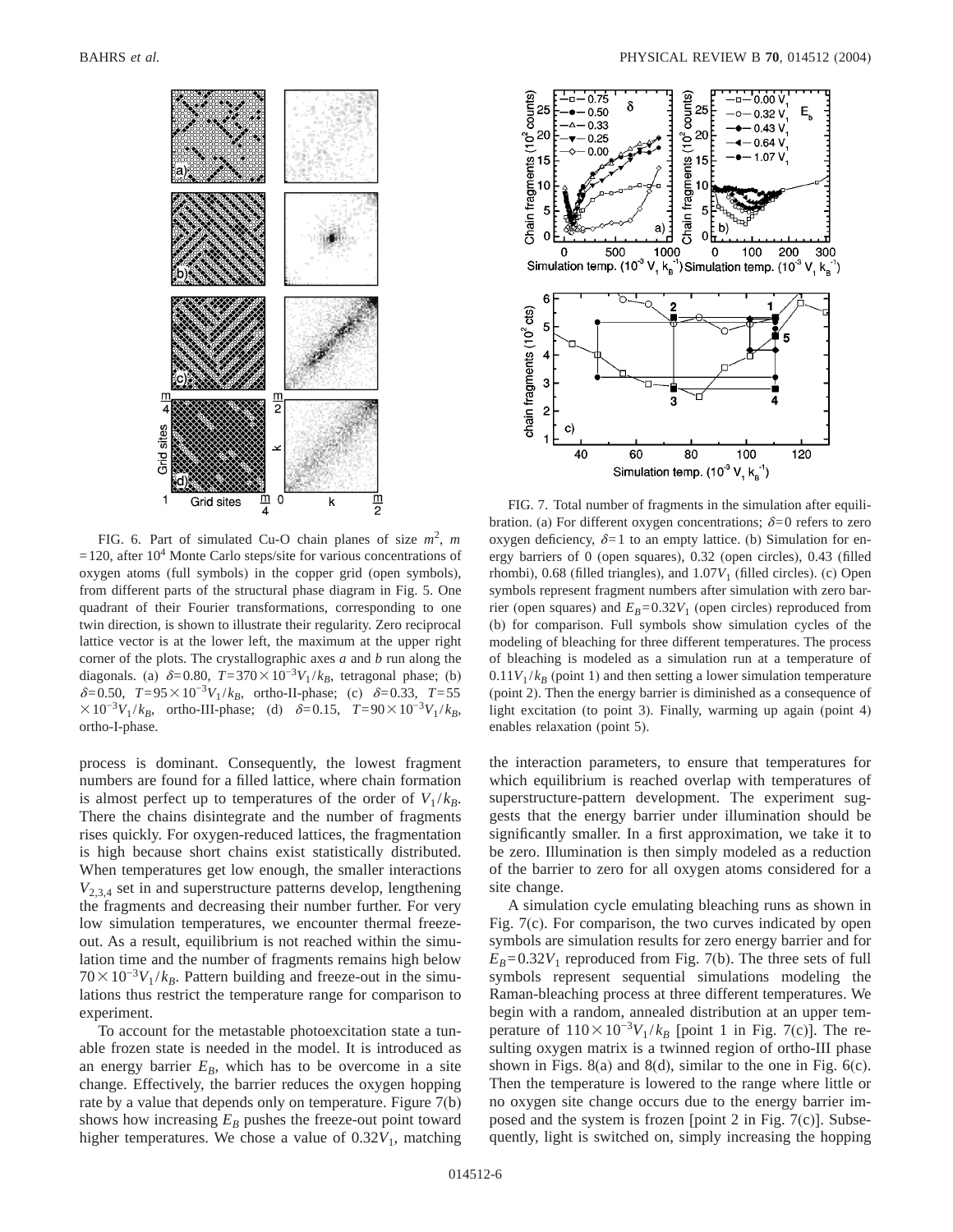FIG. 6. Part of simulated Cu-O chain planes of size $m^2$, $m = 120$, after $10^4$ Monte Carlo steps/site for various concentrations of oxygen atoms (full symbols) in the copper grid (open symbols), from different parts of the structural phase diagram in Fig. 5. One quadrant of their Fourier transformations, corresponding to one twin direction, is shown to illustrate their regularity. Zero reciprocal lattice vector is at the lower left, the maximum at the upper right corner of the plots. The crystallographic axes *a* and *b* run along the diagonals. (a) $\delta = 0.80$, $T = 370 \times 10^{-3} V_1/k_B$, tetragonal phase; (b) $\delta = 0.50$, $T = 95 \times 10^{-3} V_1/k_B$, ortho-II-phase; (c) $\delta = 0.33$, $T = 55 \times 10^{-3} V_1/k_B$, ortho-III-phase; (d) $\delta = 0.15$, $T = 90 \times 10^{-3} V_1/k_B$, ortho-I-phase.

process is dominant. Consequently, the lowest fragment numbers are found for a filled lattice, where chain formation is almost perfect up to temperatures of the order of $V_1/k_B$. There the chains disintegrate and the number of fragments rises quickly. For oxygen-reduced lattices, the fragmentation is high because short chains exist statistically distributed. When temperatures get low enough, the smaller interactions $V_{2,3,4}$ set in and superstructure patterns develop, lengthening the fragments and decreasing their number further. For very low simulation temperatures, we encounter thermal freeze-out. As a result, equilibrium is not reached within the simulation time and the number of fragments remains high below $70 \times 10^{-3} V_1/k_B$. Pattern building and freeze-out in the simulations thus restrict the temperature range for comparison to experiment.

To account for the metastable photoexcitation state a tunable frozen state is needed in the model. It is introduced as an energy barrier $E_B$, which has to be overcome in a site change. Effectively, the barrier reduces the oxygen hopping rate by a value that depends only on temperature. Figure 7(b) shows how increasing $E_B$ pushes the freeze-out point toward higher temperatures. We chose a value of $0.32 V_1$, matching the interaction parameters, to ensure that temperatures for which equilibrium is reached overlap with temperatures of superstructure-pattern development. The experiment suggests that the energy barrier under illumination should be significantly smaller. In a first approximation, we take it to be zero. Illumination is then simply modeled as a reduction of the barrier to zero for all oxygen atoms considered for a site change.

FIG. 7. Total number of fragments in the simulation after equilibration. (a) For different oxygen concentrations; $\delta = 0$ refers to zero oxygen deficiency, $\delta = 1$ to an empty lattice. (b) Simulation for energy barriers of 0 (open squares), 0.32 (open circles), 0.43 (filled rhombi), 0.68 (filled triangles), and $1.07 V_1$ (filled circles). (c) Open symbols represent fragment numbers after simulation with zero barrier (open squares) and $E_B = 0.32 V_1$ (open circles) reproduced from (b) for comparison. Full symbols show simulation cycles of the modeling of bleaching for three different temperatures. The process of bleaching is modeled as a simulation run at a temperature of $0.11 V_1/k_B$ (point 1) and then setting a lower simulation temperature (point 2). Then the energy barrier is diminished as a consequence of light excitation (to point 3). Finally, warming up again (point 4) enables relaxation (point 5).

A simulation cycle emulating bleaching runs as shown in Fig. 7(c). For comparison, the two curves indicated by open symbols are simulation results for zero energy barrier and for $E_B = 0.32 V_1$ reproduced from Fig. 7(b). The three sets of full symbols represent sequential simulations modeling the Raman-bleaching process at three different temperatures. We begin with a random, annealed distribution at an upper temperature of $110 \times 10^{-3} V_1/k_B$ [point 1 in Fig. 7(c)]. The resulting oxygen matrix is a twinned region of ortho-III phase shown in Figs. 8(a) and 8(d), similar to the one in Fig. 6(c). Then the temperature is lowered to the range where little or no oxygen site change occurs due to the energy barrier imposed and the system is frozen [point 2 in Fig. 7(c)]. Subsequently, light is switched on, simply increasing the hopping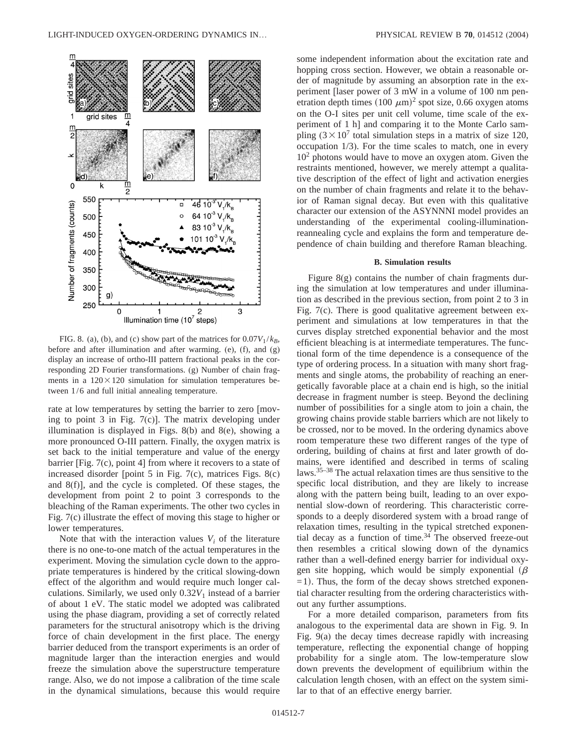FIG. 8. (a), (b), and (c) show part of the matrices for $0.07V_1/k_B$, before and after illumination and after warming. (e), (f), and (g) display an increase of ortho-III pattern fractional peaks in the corresponding 2D Fourier transformations. (g) Number of chain fragments in a $120\times120$ simulation for simulation temperatures between $1/6$ and full initial annealing temperature.

rate at low temperatures by setting the barrier to zero [moving to point 3 in Fig. 7(c)]. The matrix developing under illumination is displayed in Figs. 8(b) and 8(e), showing a more pronounced O-III pattern. Finally, the oxygen matrix is set back to the initial temperature and value of the energy barrier [Fig. 7(c), point 4] from where it recovers to a state of increased disorder [point 5 in Fig. 7(c), matrices Figs. 8(c) and 8(f)], and the cycle is completed. Of these stages, the development from point 2 to point 3 corresponds to the bleaching of the Raman experiments. The other two cycles in Fig. 7(c) illustrate the effect of moving this stage to higher or lower temperatures.

Note that with the interaction values $V_i$ of the literature there is no one-to-one match of the actual temperatures in the experiment. Moving the simulation cycle down to the appropriate temperatures is hindered by the critical slowing-down effect of the algorithm and would require much longer calculations. Similarly, we used only $0.32V_1$ instead of a barrier of about 1 eV. The static model we adopted was calibrated using the phase diagram, providing a set of correctly related parameters for the structural anisotropy which is the driving force of chain development in the first place. The energy barrier deduced from the transport experiments is an order of magnitude larger than the interaction energies and would freeze the simulation above the superstructure temperature range. Also, we do not impose a calibration of the time scale in the dynamical simulations, because this would require some independent information about the excitation rate and hopping cross section. However, we obtain a reasonable order of magnitude by assuming an absorption rate in the experiment [laser power of 3 mW in a volume of 100 nm penetration depth times $(100\ \mu\text{m})^2$ spot size, 0.66 oxygen atoms on the O-I sites per unit cell volume, time scale of the experiment of 1 h] and comparing it to the Monte Carlo sampling ($3\times10^7$ total simulation steps in a matrix of size 120, occupation 1/3). For the time scales to match, one in every $10^2$ photons would have to move an oxygen atom. Given the restraints mentioned, however, we merely attempt a qualitative description of the effect of light and activation energies on the number of chain fragments and relate it to the behavior of Raman signal decay. But even with this qualitative character our extension of the ASYNNNI model provides an understanding of the experimental cooling-illumination-reannealing cycle and explains the form and temperature dependence of chain building and therefore Raman bleaching.

### B. Simulation results

Figure 8(g) contains the number of chain fragments during the simulation at low temperatures and under illumination as described in the previous section, from point 2 to 3 in Fig. 7(c). There is good qualitative agreement between experiment and simulations at low temperatures in that the curves display stretched exponential behavior and the most efficient bleaching is at intermediate temperatures. The functional form of the time dependence is a consequence of the type of ordering process. In a situation with many short fragments and single atoms, the probability of reaching an energetically favorable place at a chain end is high, so the initial decrease in fragment number is steep. Beyond the declining number of possibilities for a single atom to join a chain, the growing chains provide stable barriers which are not likely to be crossed, nor to be moved. In the ordering dynamics above room temperature these two different ranges of the type of ordering, building of chains at first and later growth of domains, were identified and described in terms of scaling laws.[35–38] The actual relaxation times are thus sensitive to the specific local distribution, and they are likely to increase along with the pattern being built, leading to an over exponential slow-down of reordering. This characteristic corresponds to a deeply disordered system with a broad range of relaxation times, resulting in the typical stretched exponential decay as a function of time.[34] The observed freeze-out then resembles a critical slowing down of the dynamics rather than a well-defined energy barrier for individual oxygen site hopping, which would be simply exponential ($\beta=1$). Thus, the form of the decay shows stretched exponential character resulting from the ordering characteristics without any further assumptions.

For a more detailed comparison, parameters from fits analogous to the experimental data are shown in Fig. 9. In Fig. 9(a) the decay times decrease rapidly with increasing temperature, reflecting the exponential change of hopping probability for a single atom. The low-temperature slow down prevents the development of equilibrium within the calculation length chosen, with an effect on the system similar to that of an effective energy barrier.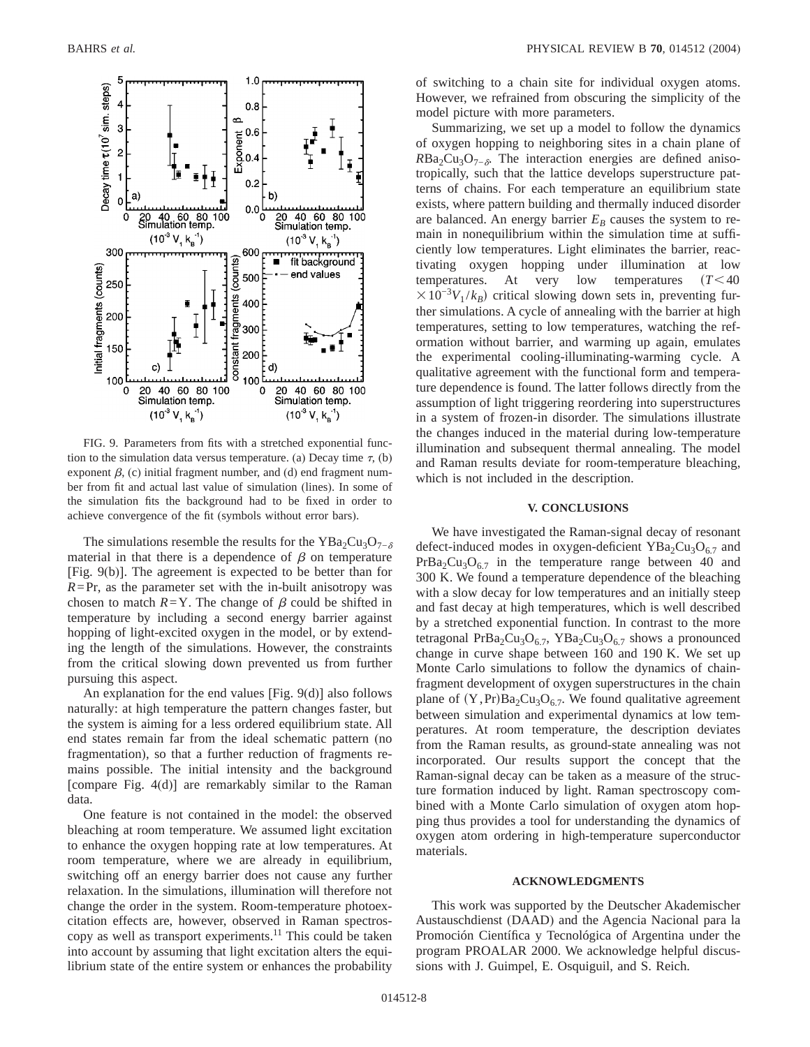a)
Decay time τ (10[7] sim. steps)
Simulation temp.
($10^{-3}$ V$_1$ k$_B^{-1}$)

b)
Exponent β
Simulation temp.
($10^{-3}$ V$_1$ k$_B^{-1}$)

c)
Initial fragments (counts)
Simulation temp.
($10^{-3}$ V$_1$ k$_B^{-1}$)

d)
constant fragments (counts)
fit background
end values
Simulation temp.
($10^{-3}$ V$_1$ k$_B^{-1}$)

FIG. 9. Parameters from fits with a stretched exponential function to the simulation data versus temperature. (a) Decay time $\tau$, (b) exponent $\beta$, (c) initial fragment number, and (d) end fragment number from fit and actual last value of simulation (lines). In some of the simulation fits the background had to be fixed in order to achieve convergence of the fit (symbols without error bars).

The simulations resemble the results for the $YBa_2Cu_3O_{7-\delta}$ material in that there is a dependence of $\beta$ on temperature [Fig. 9(b)]. The agreement is expected to be better than for $R$=Pr, as the parameter set with the in-built anisotropy was chosen to match $R$=Y. The change of $\beta$ could be shifted in temperature by including a second energy barrier against hopping of light-excited oxygen in the model, or by extending the length of the simulations. However, the constraints from the critical slowing down prevented us from further pursuing this aspect.

An explanation for the end values [Fig. 9(d)] also follows naturally: at high temperature the pattern changes faster, but the system is aiming for a less ordered equilibrium state. All end states remain far from the ideal schematic pattern (no fragmentation), so that a further reduction of fragments remains possible. The initial intensity and the background [compare Fig. 4(d)] are remarkably similar to the Raman data.

One feature is not contained in the model: the observed bleaching at room temperature. We assumed light excitation to enhance the oxygen hopping rate at low temperatures. At room temperature, where we are already in equilibrium, switching off an energy barrier does not cause any further relaxation. In the simulations, illumination will therefore not change the order in the system. Room-temperature photoexcitation effects are, however, observed in Raman spectroscopy as well as transport experiments.[11] This could be taken into account by assuming that light excitation alters the equilibrium state of the entire system or enhances the probability of switching to a chain site for individual oxygen atoms. However, we refrained from obscuring the simplicity of the model picture with more parameters.

Summarizing, we set up a model to follow the dynamics of oxygen hopping to neighboring sites in a chain plane of $RBa_2Cu_3O_{7-\delta}$. The interaction energies are defined anisotropically, such that the lattice develops superstructure patterns of chains. For each temperature an equilibrium state exists, where pattern building and thermally induced disorder are balanced. An energy barrier $E_B$ causes the system to remain in nonequilibrium within the simulation time at sufficiently low temperatures. Light eliminates the barrier, reactivating oxygen hopping under illumination at low temperatures. At very low temperatures $(T<40 \times 10^{-3} V_1/k_B)$ critical slowing down sets in, preventing further simulations. A cycle of annealing with the barrier at high temperatures, setting to low temperatures, watching the reformation without barrier, and warming up again, emulates the experimental cooling-illuminating-warming cycle. A qualitative agreement with the functional form and temperature dependence is found. The latter follows directly from the assumption of light triggering reordering into superstructures in a system of frozen-in disorder. The simulations illustrate the changes induced in the material during low-temperature illumination and subsequent thermal annealing. The model and Raman results deviate for room-temperature bleaching, which is not included in the description.

## V. CONCLUSIONS

We have investigated the Raman-signal decay of resonant defect-induced modes in oxygen-deficient $YBa_2Cu_3O_{6.7}$ and $PrBa_2Cu_3O_{6.7}$ in the temperature range between 40 and 300 K. We found a temperature dependence of the bleaching with a slow decay for low temperatures and an initially steep and fast decay at high temperatures, which is well described by a stretched exponential function. In contrast to the more tetragonal $PrBa_2Cu_3O_{6.7}$, $YBa_2Cu_3O_{6.7}$ shows a pronounced change in curve shape between 160 and 190 K. We set up Monte Carlo simulations to follow the dynamics of chain-fragment development of oxygen superstructures in the chain plane of $(Y,Pr)Ba_2Cu_3O_{6.7}$. We found qualitative agreement between simulation and experimental dynamics at low temperatures. At room temperature, the description deviates from the Raman results, as ground-state annealing was not incorporated. Our results support the concept that the Raman-signal decay can be taken as a measure of the structure formation induced by light. Raman spectroscopy combined with a Monte Carlo simulation of oxygen atom hopping thus provides a tool for understanding the dynamics of oxygen atom ordering in high-temperature superconductor materials.

## ACKNOWLEDGMENTS

This work was supported by the Deutscher Akademischer Austauschdienst (DAAD) and the Agencia Nacional para la Promoción Científica y Tecnológica of Argentina under the program PROALAR 2000. We acknowledge helpful discussions with J. Guimpel, E. Osquiguil, and S. Reich.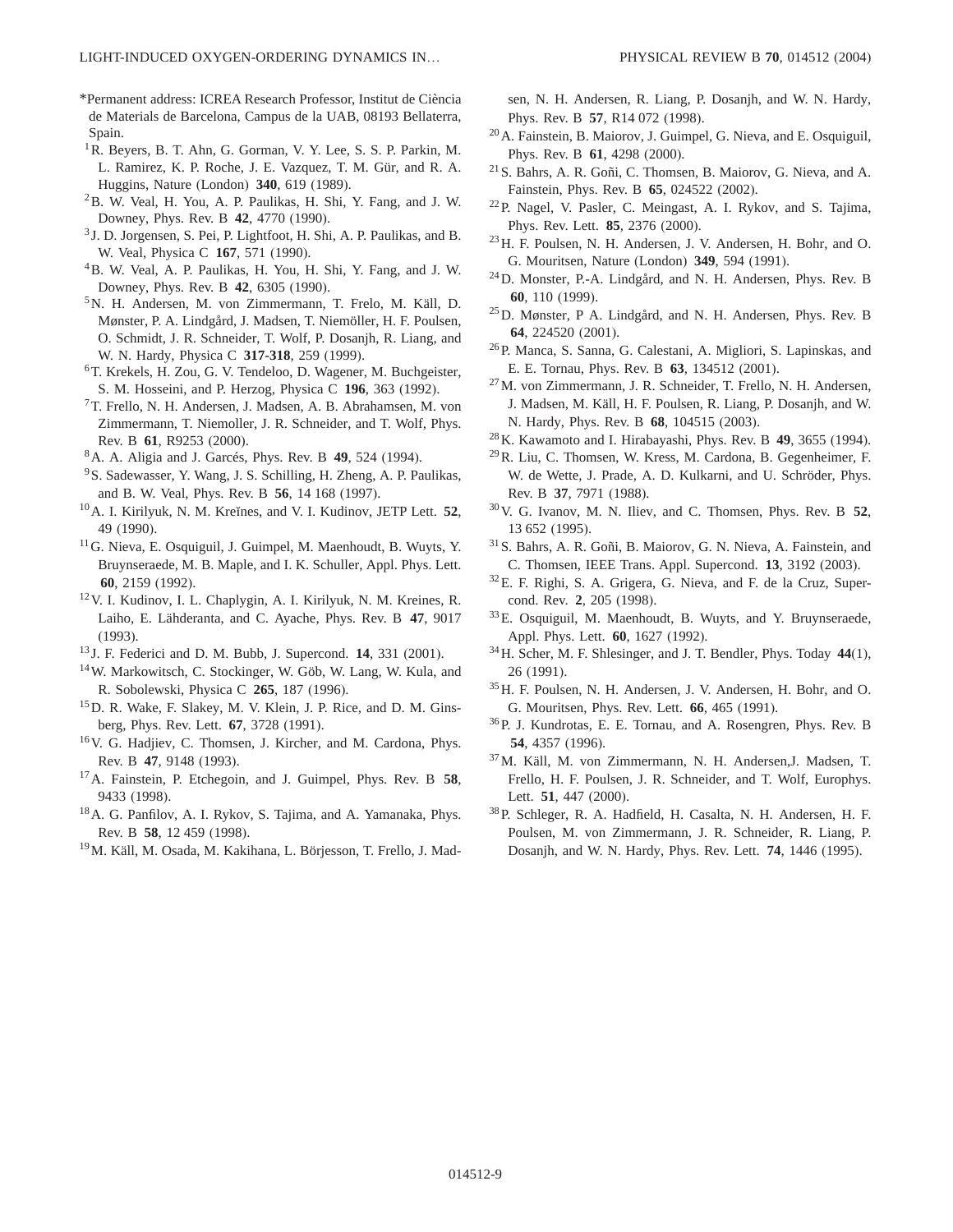*Permanent address: ICREA Research Professor, Institut de Ciència de Materials de Barcelona, Campus de la UAB, 08193 Bellaterra, Spain.

[1] R. Beyers, B. T. Ahn, G. Gorman, V. Y. Lee, S. S. P. Parkin, M. L. Ramirez, K. P. Roche, J. E. Vazquez, T. M. Gür, and R. A. Huggins, Nature (London) **340**, 619 (1989).

[2] B. W. Veal, H. You, A. P. Paulikas, H. Shi, Y. Fang, and J. W. Downey, Phys. Rev. B **42**, 4770 (1990).

[3] J. D. Jorgensen, S. Pei, P. Lightfoot, H. Shi, A. P. Paulikas, and B. W. Veal, Physica C **167**, 571 (1990).

[4] B. W. Veal, A. P. Paulikas, H. You, H. Shi, Y. Fang, and J. W. Downey, Phys. Rev. B **42**, 6305 (1990).

[5] N. H. Andersen, M. von Zimmermann, T. Frelo, M. Käll, D. Mønster, P. A. Lindgård, J. Madsen, T. Niemöller, H. F. Poulsen, O. Schmidt, J. R. Schneider, T. Wolf, P. Dosanjh, R. Liang, and W. N. Hardy, Physica C **317-318**, 259 (1999).

[6] T. Krekels, H. Zou, G. V. Tendeloo, D. Wagener, M. Buchgeister, S. M. Hosseini, and P. Herzog, Physica C **196**, 363 (1992).

[7] T. Frello, N. H. Andersen, J. Madsen, A. B. Abrahamsen, M. von Zimmermann, T. Niemoller, J. R. Schneider, and T. Wolf, Phys. Rev. B **61**, R9253 (2000).

[8] A. A. Aligia and J. Garcés, Phys. Rev. B **49**, 524 (1994).

[9] S. Sadewasser, Y. Wang, J. S. Schilling, H. Zheng, A. P. Paulikas, and B. W. Veal, Phys. Rev. B **56**, 14 168 (1997).

[10] A. I. Kirilyuk, N. M. Kreĭnes, and V. I. Kudinov, JETP Lett. **52**, 49 (1990).

[11] G. Nieva, E. Osquiguil, J. Guimpel, M. Maenhoudt, B. Wuyts, Y. Bruynseraede, M. B. Maple, and I. K. Schuller, Appl. Phys. Lett. **60**, 2159 (1992).

[12] V. I. Kudinov, I. L. Chaplygin, A. I. Kirilyuk, N. M. Kreines, R. Laiho, E. Lähderanta, and C. Ayache, Phys. Rev. B **47**, 9017 (1993).

[13] J. F. Federici and D. M. Bubb, J. Supercond. **14**, 331 (2001).

[14] W. Markowitsch, C. Stockinger, W. Göb, W. Lang, W. Kula, and R. Sobolewski, Physica C **265**, 187 (1996).

[15] D. R. Wake, F. Slakey, M. V. Klein, J. P. Rice, and D. M. Ginsberg, Phys. Rev. Lett. **67**, 3728 (1991).

[16] V. G. Hadjiev, C. Thomsen, J. Kircher, and M. Cardona, Phys. Rev. B **47**, 9148 (1993).

[17] A. Fainstein, P. Etchegoin, and J. Guimpel, Phys. Rev. B **58**, 9433 (1998).

[18] A. G. Panfilov, A. I. Rykov, S. Tajima, and A. Yamanaka, Phys. Rev. B **58**, 12 459 (1998).

[19] M. Käll, M. Osada, M. Kakihana, L. Börjesson, T. Frello, J. Madsen, N. H. Andersen, R. Liang, P. Dosanjh, and W. N. Hardy, Phys. Rev. B **57**, R14 072 (1998).

[20] A. Fainstein, B. Maiorov, J. Guimpel, G. Nieva, and E. Osquiguil, Phys. Rev. B **61**, 4298 (2000).

[21] S. Bahrs, A. R. Goñi, C. Thomsen, B. Maiorov, G. Nieva, and A. Fainstein, Phys. Rev. B **65**, 024522 (2002).

[22] P. Nagel, V. Pasler, C. Meingast, A. I. Rykov, and S. Tajima, Phys. Rev. Lett. **85**, 2376 (2000).

[23] H. F. Poulsen, N. H. Andersen, J. V. Andersen, H. Bohr, and O. G. Mouritsen, Nature (London) **349**, 594 (1991).

[24] D. Monster, P.-A. Lindgård, and N. H. Andersen, Phys. Rev. B **60**, 110 (1999).

[25] D. Mønster, P A. Lindgård, and N. H. Andersen, Phys. Rev. B **64**, 224520 (2001).

[26] P. Manca, S. Sanna, G. Calestani, A. Migliori, S. Lapinskas, and E. E. Tornau, Phys. Rev. B **63**, 134512 (2001).

[27] M. von Zimmermann, J. R. Schneider, T. Frello, N. H. Andersen, J. Madsen, M. Käll, H. F. Poulsen, R. Liang, P. Dosanjh, and W. N. Hardy, Phys. Rev. B **68**, 104515 (2003).

[28] K. Kawamoto and I. Hirabayashi, Phys. Rev. B **49**, 3655 (1994).

[29] R. Liu, C. Thomsen, W. Kress, M. Cardona, B. Gegenheimer, F. W. de Wette, J. Prade, A. D. Kulkarni, and U. Schröder, Phys. Rev. B **37**, 7971 (1988).

[30] V. G. Ivanov, M. N. Iliev, and C. Thomsen, Phys. Rev. B **52**, 13 652 (1995).

[31] S. Bahrs, A. R. Goñi, B. Maiorov, G. N. Nieva, A. Fainstein, and C. Thomsen, IEEE Trans. Appl. Supercond. **13**, 3192 (2003).

[32] E. F. Righi, S. A. Grigera, G. Nieva, and F. de la Cruz, Supercond. Rev. **2**, 205 (1998).

[33] E. Osquiguil, M. Maenhoudt, B. Wuyts, and Y. Bruynseraede, Appl. Phys. Lett. **60**, 1627 (1992).

[34] H. Scher, M. F. Shlesinger, and J. T. Bendler, Phys. Today **44**(1), 26 (1991).

[35] H. F. Poulsen, N. H. Andersen, J. V. Andersen, H. Bohr, and O. G. Mouritsen, Phys. Rev. Lett. **66**, 465 (1991).

[36] P. J. Kundrotas, E. E. Tornau, and A. Rosengren, Phys. Rev. B **54**, 4357 (1996).

[37] M. Käll, M. von Zimmermann, N. H. Andersen,J. Madsen, T. Frello, H. F. Poulsen, J. R. Schneider, and T. Wolf, Europhys. Lett. **51**, 447 (2000).

[38] P. Schleger, R. A. Hadfield, H. Casalta, N. H. Andersen, H. F. Poulsen, M. von Zimmermann, J. R. Schneider, R. Liang, P. Dosanjh, and W. N. Hardy, Phys. Rev. Lett. **74**, 1446 (1995).